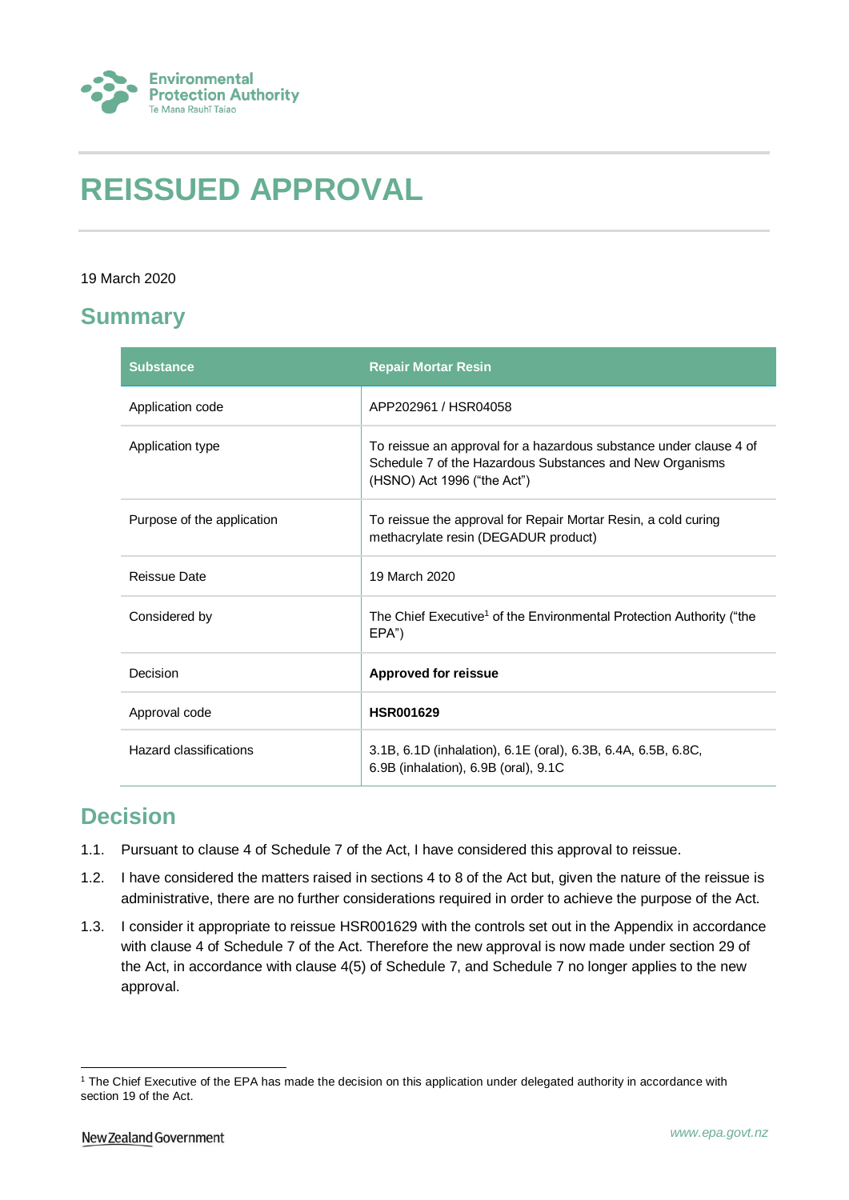# REISSUED APPROVAL

19 March 2020

## Summary

| Substance | Repair Mortar Resin |
|---|---|
| Application code | APP202961 / HSR04058 |
| Application type | To reissue an approval for a hazardous substance under clause 4 of Schedule 7 of the Hazardous Substances and New Organisms (HSNO) Act 1996 ("the Act") |
| Purpose of the application | To reissue the approval for Repair Mortar Resin, a cold curing methacrylate resin (DEGADUR product) |
| Reissue Date | 19 March 2020 |
| Considered by | The Chief Executive[1] of the Environmental Protection Authority ("the EPA") |
| Decision | **Approved for reissue** |
| Approval code | **HSR001629** |
| Hazard classifications | 3.1B, 6.1D (inhalation), 6.1E (oral), 6.3B, 6.4A, 6.5B, 6.8C, 6.9B (inhalation), 6.9B (oral), 9.1C |

## Decision

1.1. Pursuant to clause 4 of Schedule 7 of the Act, I have considered this approval to reissue.

1.2. I have considered the matters raised in sections 4 to 8 of the Act but, given the nature of the reissue is administrative, there are no further considerations required in order to achieve the purpose of the Act.

1.3. I consider it appropriate to reissue HSR001629 with the controls set out in the Appendix in accordance with clause 4 of Schedule 7 of the Act. Therefore the new approval is now made under section 29 of the Act, in accordance with clause 4(5) of Schedule 7, and Schedule 7 no longer applies to the new approval.

[1] The Chief Executive of the EPA has made the decision on this application under delegated authority in accordance with section 19 of the Act.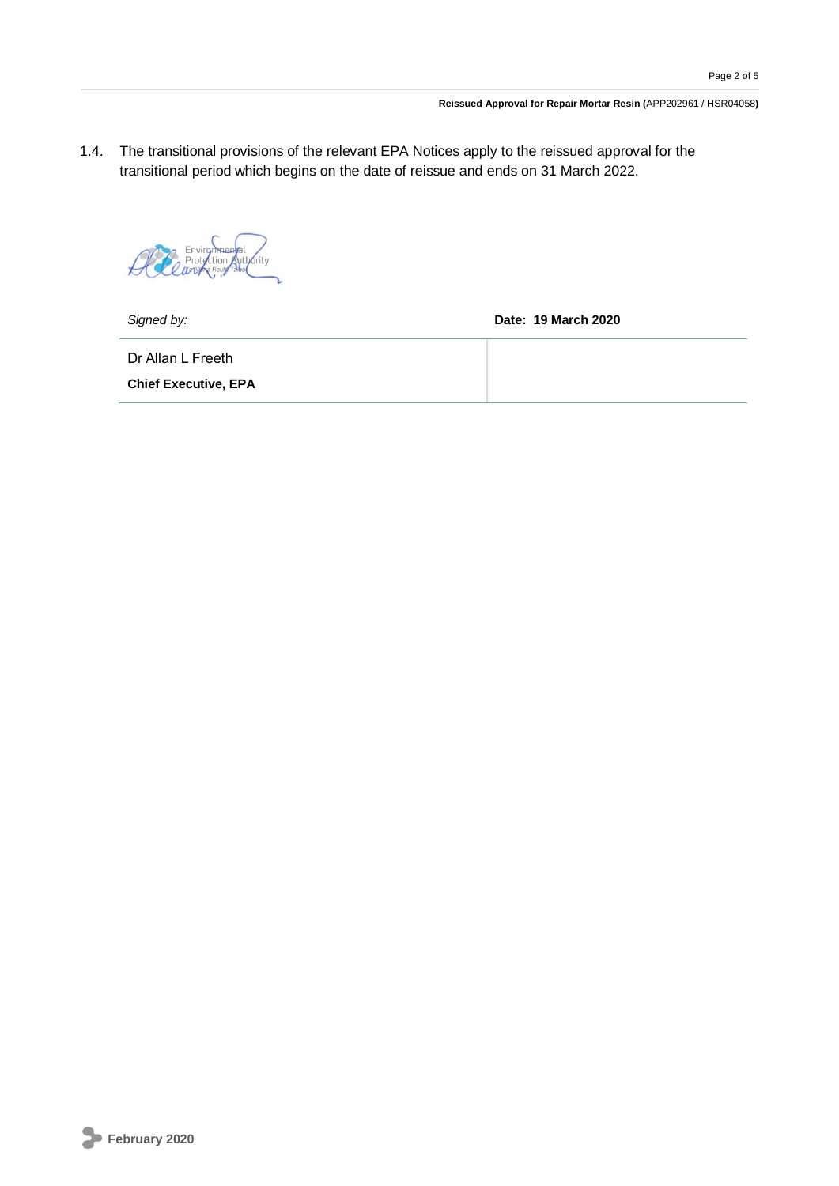1.4. The transitional provisions of the relevant EPA Notices apply to the reissued approval for the transitional period which begins on the date of reissue and ends on 31 March 2022.

| *Signed by:* | **Date: 19 March 2020** |
|---|---|
| Dr Allan L Freeth<br>**Chief Executive, EPA** | |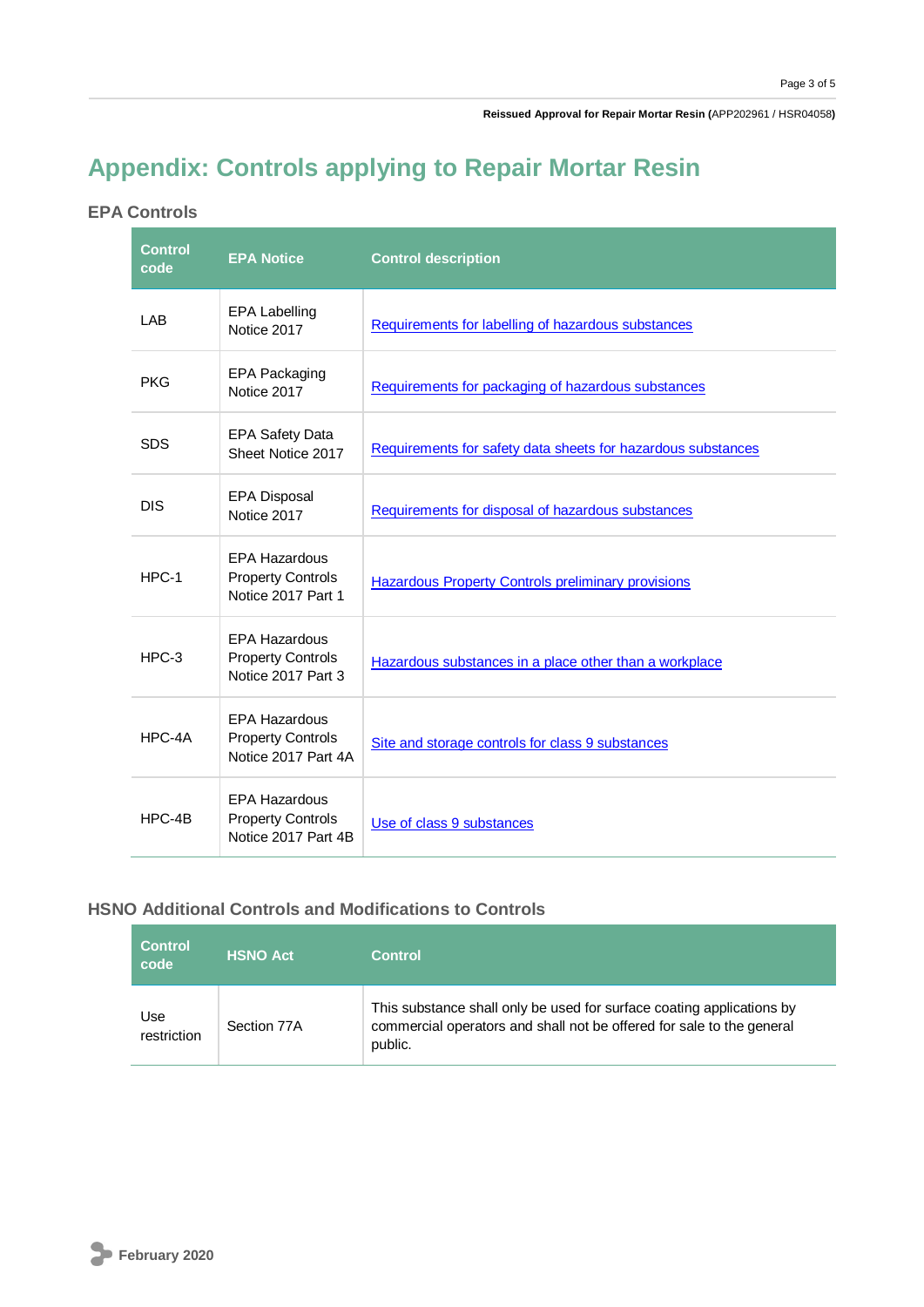# Appendix: Controls applying to Repair Mortar Resin

## EPA Controls

| Control code | EPA Notice | Control description |
|---|---|---|
| LAB | EPA Labelling Notice 2017 | Requirements for labelling of hazardous substances |
| PKG | EPA Packaging Notice 2017 | Requirements for packaging of hazardous substances |
| SDS | EPA Safety Data Sheet Notice 2017 | Requirements for safety data sheets for hazardous substances |
| DIS | EPA Disposal Notice 2017 | Requirements for disposal of hazardous substances |
| HPC-1 | EPA Hazardous Property Controls Notice 2017 Part 1 | Hazardous Property Controls preliminary provisions |
| HPC-3 | EPA Hazardous Property Controls Notice 2017 Part 3 | Hazardous substances in a place other than a workplace |
| HPC-4A | EPA Hazardous Property Controls Notice 2017 Part 4A | Site and storage controls for class 9 substances |
| HPC-4B | EPA Hazardous Property Controls Notice 2017 Part 4B | Use of class 9 substances |

## HSNO Additional Controls and Modifications to Controls

| Control code | HSNO Act | Control |
|---|---|---|
| Use restriction | Section 77A | This substance shall only be used for surface coating applications by commercial operators and shall not be offered for sale to the general public. |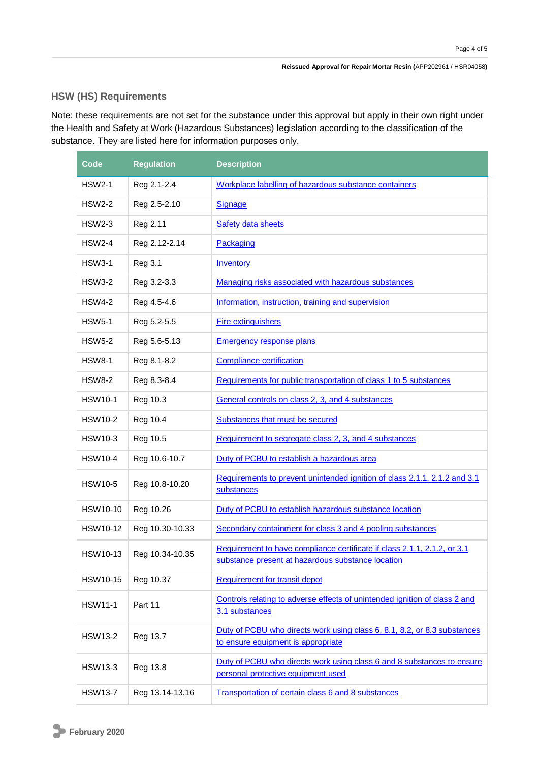## HSW (HS) Requirements

Note: these requirements are not set for the substance under this approval but apply in their own right under the Health and Safety at Work (Hazardous Substances) legislation according to the classification of the substance. They are listed here for information purposes only.

| Code | Regulation | Description |
|---|---|---|
| HSW2-1 | Reg 2.1-2.4 | Workplace labelling of hazardous substance containers |
| HSW2-2 | Reg 2.5-2.10 | Signage |
| HSW2-3 | Reg 2.11 | Safety data sheets |
| HSW2-4 | Reg 2.12-2.14 | Packaging |
| HSW3-1 | Reg 3.1 | Inventory |
| HSW3-2 | Reg 3.2-3.3 | Managing risks associated with hazardous substances |
| HSW4-2 | Reg 4.5-4.6 | Information, instruction, training and supervision |
| HSW5-1 | Reg 5.2-5.5 | Fire extinguishers |
| HSW5-2 | Reg 5.6-5.13 | Emergency response plans |
| HSW8-1 | Reg 8.1-8.2 | Compliance certification |
| HSW8-2 | Reg 8.3-8.4 | Requirements for public transportation of class 1 to 5 substances |
| HSW10-1 | Reg 10.3 | General controls on class 2, 3, and 4 substances |
| HSW10-2 | Reg 10.4 | Substances that must be secured |
| HSW10-3 | Reg 10.5 | Requirement to segregate class 2, 3, and 4 substances |
| HSW10-4 | Reg 10.6-10.7 | Duty of PCBU to establish a hazardous area |
| HSW10-5 | Reg 10.8-10.20 | Requirements to prevent unintended ignition of class 2.1.1, 2.1.2 and 3.1 substances |
| HSW10-10 | Reg 10.26 | Duty of PCBU to establish hazardous substance location |
| HSW10-12 | Reg 10.30-10.33 | Secondary containment for class 3 and 4 pooling substances |
| HSW10-13 | Reg 10.34-10.35 | Requirement to have compliance certificate if class 2.1.1, 2.1.2, or 3.1 substance present at hazardous substance location |
| HSW10-15 | Reg 10.37 | Requirement for transit depot |
| HSW11-1 | Part 11 | Controls relating to adverse effects of unintended ignition of class 2 and 3.1 substances |
| HSW13-2 | Reg 13.7 | Duty of PCBU who directs work using class 6, 8.1, 8.2, or 8.3 substances to ensure equipment is appropriate |
| HSW13-3 | Reg 13.8 | Duty of PCBU who directs work using class 6 and 8 substances to ensure personal protective equipment used |
| HSW13-7 | Reg 13.14-13.16 | Transportation of certain class 6 and 8 substances |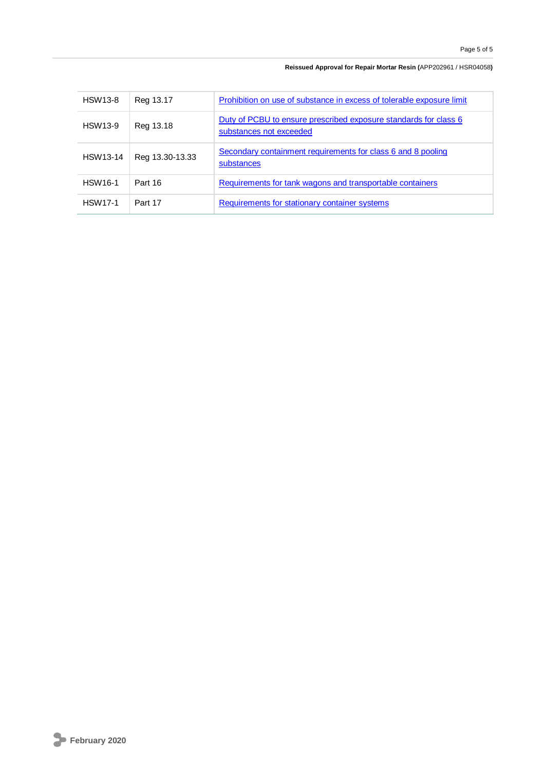| | | |
|---|---|---|
| HSW13-8 | Reg 13.17 | Prohibition on use of substance in excess of tolerable exposure limit |
| HSW13-9 | Reg 13.18 | Duty of PCBU to ensure prescribed exposure standards for class 6 substances not exceeded |
| HSW13-14 | Reg 13.30-13.33 | Secondary containment requirements for class 6 and 8 pooling substances |
| HSW16-1 | Part 16 | Requirements for tank wagons and transportable containers |
| HSW17-1 | Part 17 | Requirements for stationary container systems |